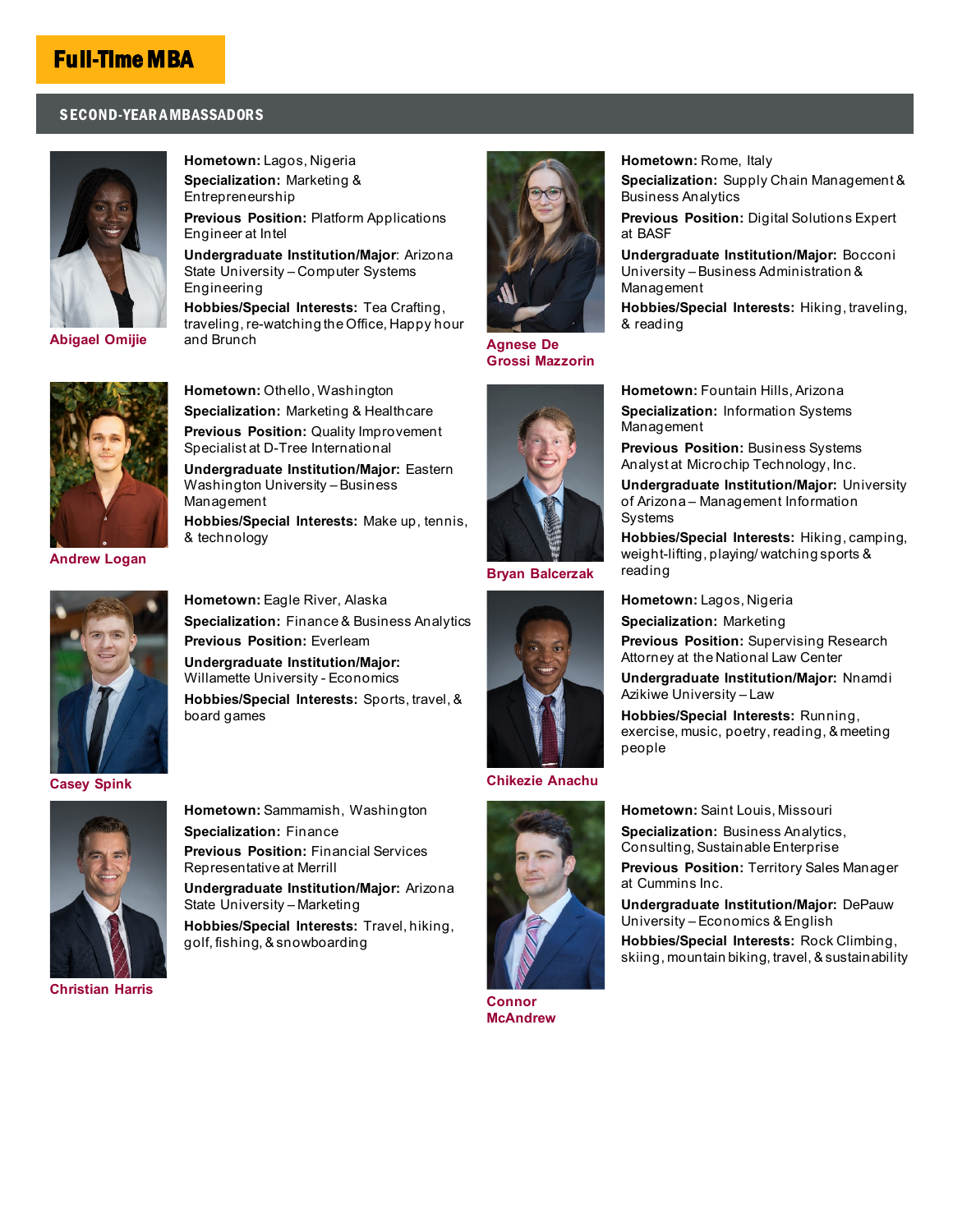# Full-Time MBA

## SECOND-YEAR AMBASSADORS

### Abigael Omijie

**Hometown:** Lagos, Nigeria

**Specialization:** Marketing & Entrepreneurship

**Previous Position:** Platform Applications Engineer at Intel

**Undergraduate Institution/Major**: Arizona State University – Computer Systems Engineering

**Hobbies/Special Interests:** Tea Crafting, traveling, re-watching the Office, Happy hour and Brunch

### Agnese De Grossi Mazzorin

**Hometown:** Rome, Italy

**Specialization:** Supply Chain Management & Business Analytics

**Previous Position:** Digital Solutions Expert at BASF

**Undergraduate Institution/Major:** Bocconi University – Business Administration & Management

**Hobbies/Special Interests:** Hiking, traveling, & reading

### Andrew Logan

**Hometown:** Othello, Washington

**Specialization:** Marketing & Healthcare

**Previous Position:** Quality Improvement Specialist at D-Tree International

**Undergraduate Institution/Major:** Eastern Washington University – Business Management

**Hobbies/Special Interests:** Make up, tennis, & technology

### Bryan Balcerzak

**Hometown:** Fountain Hills, Arizona

**Specialization:** Information Systems Management

**Previous Position:** Business Systems Analyst at Microchip Technology, Inc.

**Undergraduate Institution/Major:** University of Arizona – Management Information Systems

**Hobbies/Special Interests:** Hiking, camping, weight-lifting, playing/ watching sports & reading

### Casey Spink

**Hometown:** Eagle River, Alaska

**Specialization:** Finance & Business Analytics

**Previous Position:** Everleam

**Undergraduate Institution/Major:** Willamette University - Economics

**Hobbies/Special Interests:** Sports, travel, & board games

### Chikezie Anachu

**Hometown:** Lagos, Nigeria

**Specialization:** Marketing

**Previous Position:** Supervising Research Attorney at the National Law Center

**Undergraduate Institution/Major:** Nnamdi Azikiwe University – Law

**Hobbies/Special Interests:** Running, exercise, music, poetry, reading, & meeting people

### Christian Harris

**Hometown:** Sammamish, Washington

**Specialization:** Finance

**Previous Position:** Financial Services Representative at Merrill

**Undergraduate Institution/Major:** Arizona State University – Marketing

**Hobbies/Special Interests:** Travel, hiking, golf, fishing, & snowboarding

### Connor McAndrew

**Hometown:** Saint Louis, Missouri

**Specialization:** Business Analytics, Consulting, Sustainable Enterprise

**Previous Position:** Territory Sales Manager at Cummins Inc.

**Undergraduate Institution/Major:** DePauw University – Economics & English

**Hobbies/Special Interests:** Rock Climbing, skiing, mountain biking, travel, & sustainability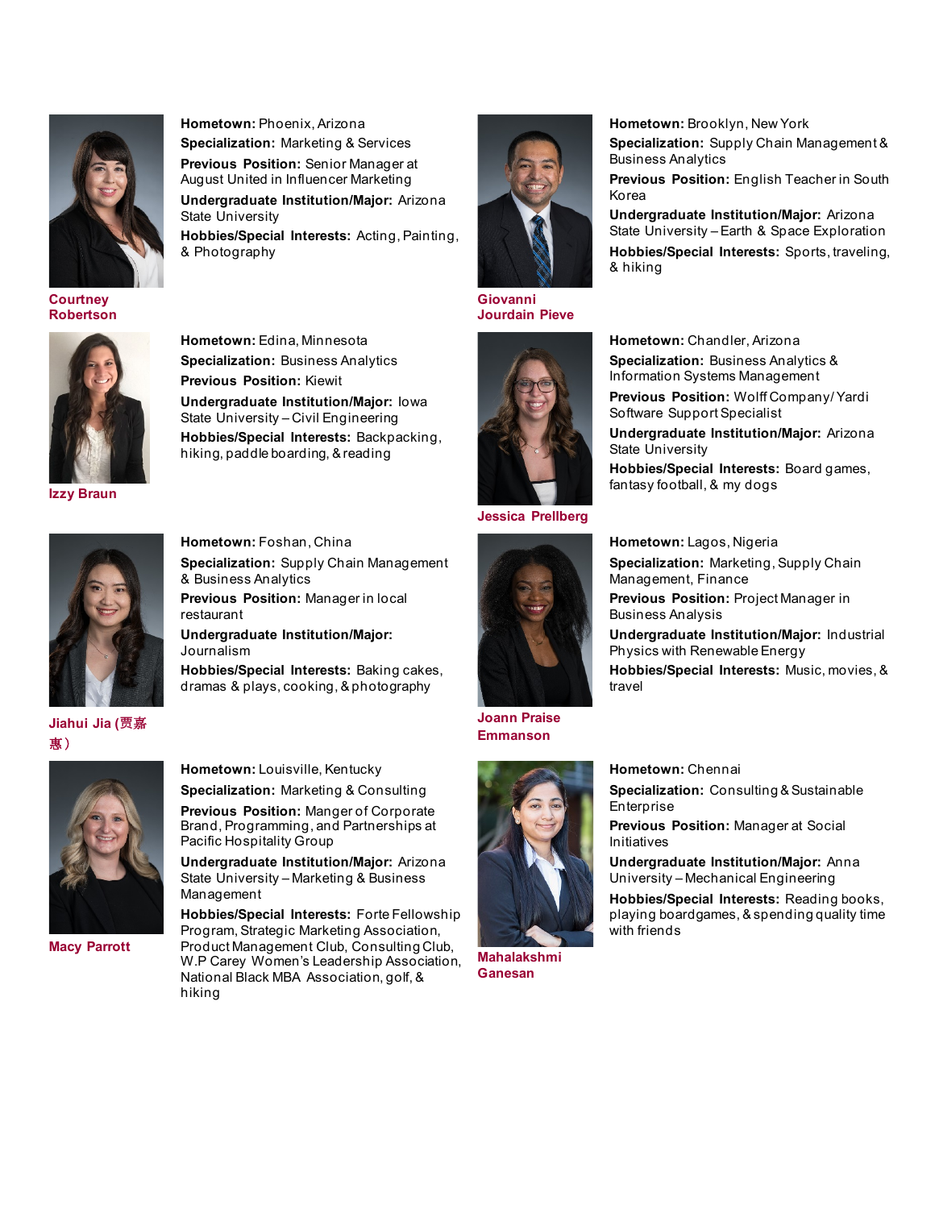**Courtney Robertson**

**Hometown:** Phoenix, Arizona

**Specialization:** Marketing & Services

**Previous Position:** Senior Manager at August United in Influencer Marketing

**Undergraduate Institution/Major:** Arizona State University

**Hobbies/Special Interests:** Acting, Painting, & Photography

**Giovanni Jourdain Pieve**

**Hometown:** Brooklyn, New York

**Specialization:** Supply Chain Management & Business Analytics

**Previous Position:** English Teacher in South Korea

**Undergraduate Institution/Major:** Arizona State University – Earth & Space Exploration

**Hobbies/Special Interests:** Sports, traveling, & hiking

**Izzy Braun**

**Hometown:** Edina, Minnesota

**Specialization:** Business Analytics

**Previous Position:** Kiewit

**Undergraduate Institution/Major:** Iowa State University – Civil Engineering

**Hobbies/Special Interests:** Backpacking, hiking, paddle boarding, & reading

**Jessica Prellberg**

**Hometown:** Chandler, Arizona

**Specialization:** Business Analytics & Information Systems Management

**Previous Position:** Wolff Company/ Yardi Software Support Specialist

**Undergraduate Institution/Major:** Arizona State University

**Hobbies/Special Interests:** Board games, fantasy football, & my dogs

**Jiahui Jia (贾嘉惠)**

**Hometown:** Foshan, China

**Specialization:** Supply Chain Management & Business Analytics

**Previous Position:** Manager in local restaurant

**Undergraduate Institution/Major:** Journalism

**Hobbies/Special Interests:** Baking cakes, dramas & plays, cooking, & photography

**Joann Praise Emmanson**

**Hometown:** Lagos, Nigeria

**Specialization:** Marketing, Supply Chain Management, Finance

**Previous Position:** Project Manager in Business Analysis

**Undergraduate Institution/Major:** Industrial Physics with Renewable Energy

**Hobbies/Special Interests:** Music, movies, & travel

**Macy Parrott**

**Hometown:** Louisville, Kentucky

**Specialization:** Marketing & Consulting

**Previous Position:** Manger of Corporate Brand, Programming, and Partnerships at Pacific Hospitality Group

**Undergraduate Institution/Major:** Arizona State University – Marketing & Business Management

**Hobbies/Special Interests:** Forte Fellowship Program, Strategic Marketing Association, Product Management Club, Consulting Club, W.P Carey Women's Leadership Association, National Black MBA Association, golf, & hiking

**Mahalakshmi Ganesan**

**Hometown:** Chennai

**Specialization:** Consulting & Sustainable Enterprise

**Previous Position:** Manager at Social Initiatives

**Undergraduate Institution/Major:** Anna University – Mechanical Engineering

**Hobbies/Special Interests:** Reading books, playing boardgames, & spending quality time with friends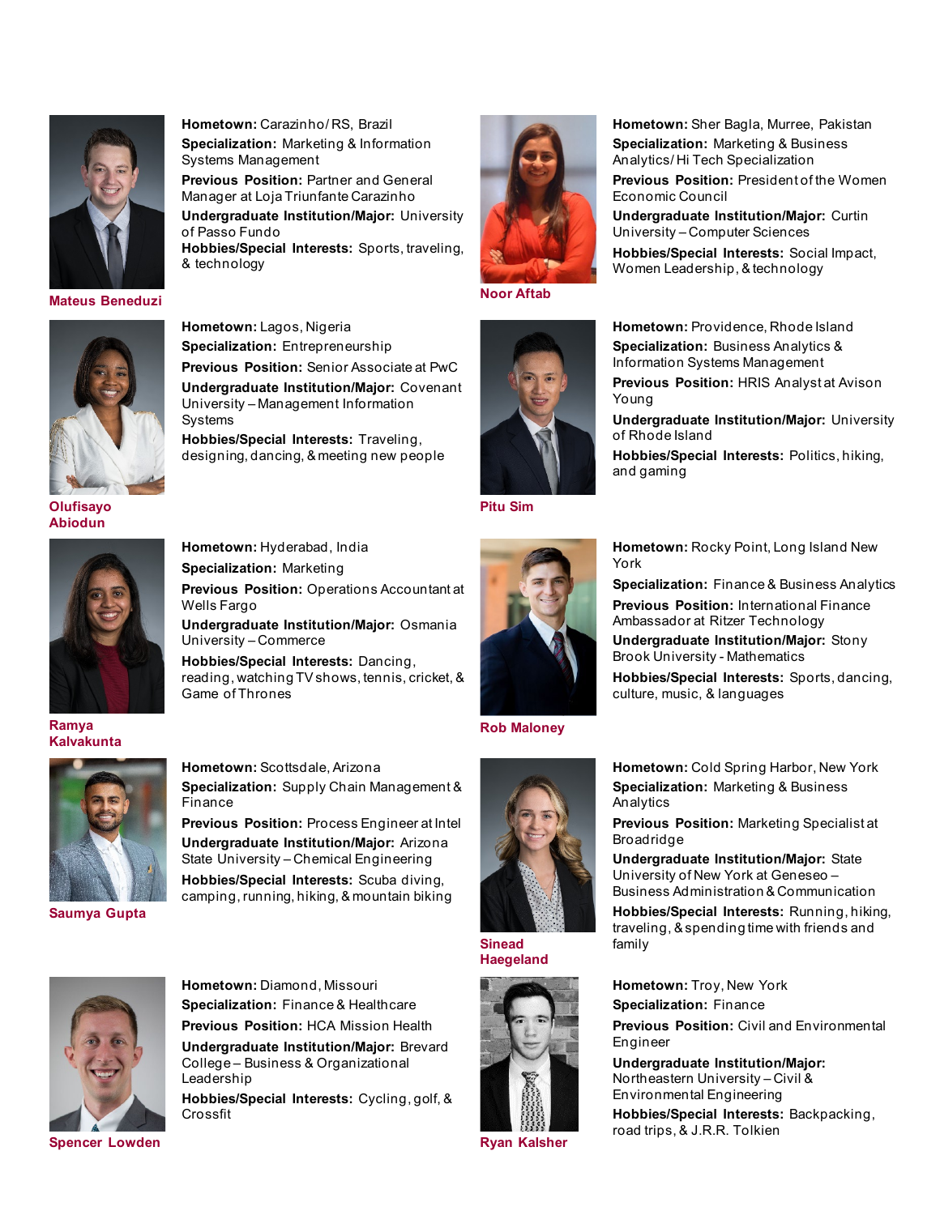**Mateus Beneduzi**

**Hometown:** Carazinho/ RS, Brazil
**Specialization:** Marketing & Information Systems Management
**Previous Position:** Partner and General Manager at Loja Triunfante Carazinho
**Undergraduate Institution/Major:** University of Passo Fundo
**Hobbies/Special Interests:** Sports, traveling, & technology

**Noor Aftab**

**Hometown:** Sher Bagla, Murree, Pakistan
**Specialization:** Marketing & Business Analytics/ Hi Tech Specialization
**Previous Position:** President of the Women Economic Council
**Undergraduate Institution/Major:** Curtin University – Computer Sciences
**Hobbies/Special Interests:** Social Impact, Women Leadership, & technology

**Olufisayo Abiodun**

**Hometown:** Lagos, Nigeria
**Specialization:** Entrepreneurship
**Previous Position:** Senior Associate at PwC
**Undergraduate Institution/Major:** Covenant University – Management Information Systems
**Hobbies/Special Interests:** Traveling, designing, dancing, & meeting new people

**Pitu Sim**

**Hometown:** Providence, Rhode Island
**Specialization:** Business Analytics & Information Systems Management
**Previous Position:** HRIS Analyst at Avison Young
**Undergraduate Institution/Major:** University of Rhode Island
**Hobbies/Special Interests:** Politics, hiking, and gaming

**Ramya Kalvakunta**

**Hometown:** Hyderabad, India
**Specialization:** Marketing
**Previous Position:** Operations Accountant at Wells Fargo
**Undergraduate Institution/Major:** Osmania University – Commerce
**Hobbies/Special Interests:** Dancing, reading, watching TV shows, tennis, cricket, & Game of Thrones

**Rob Maloney**

**Hometown:** Rocky Point, Long Island New York
**Specialization:** Finance & Business Analytics
**Previous Position:** International Finance Ambassador at Ritzer Technology
**Undergraduate Institution/Major:** Stony Brook University - Mathematics
**Hobbies/Special Interests:** Sports, dancing, culture, music, & languages

**Saumya Gupta**

**Hometown:** Scottsdale, Arizona
**Specialization:** Supply Chain Management & Finance
**Previous Position:** Process Engineer at Intel
**Undergraduate Institution/Major:** Arizona State University – Chemical Engineering
**Hobbies/Special Interests:** Scuba diving, camping, running, hiking, & mountain biking

**Sinead Haegeland**

**Hometown:** Cold Spring Harbor, New York
**Specialization:** Marketing & Business Analytics
**Previous Position:** Marketing Specialist at Broadridge
**Undergraduate Institution/Major:** State University of New York at Geneseo – Business Administration & Communication
**Hobbies/Special Interests:** Running, hiking, traveling, & spending time with friends and family

**Spencer Lowden**

**Hometown:** Diamond, Missouri
**Specialization:** Finance & Healthcare
**Previous Position:** HCA Mission Health
**Undergraduate Institution/Major:** Brevard College – Business & Organizational Leadership
**Hobbies/Special Interests:** Cycling, golf, & Crossfit

**Ryan Kalsher**

**Hometown:** Troy, New York
**Specialization:** Finance
**Previous Position:** Civil and Environmental Engineer
**Undergraduate Institution/Major:** Northeastern University – Civil & Environmental Engineering
**Hobbies/Special Interests:** Backpacking, road trips, & J.R.R. Tolkien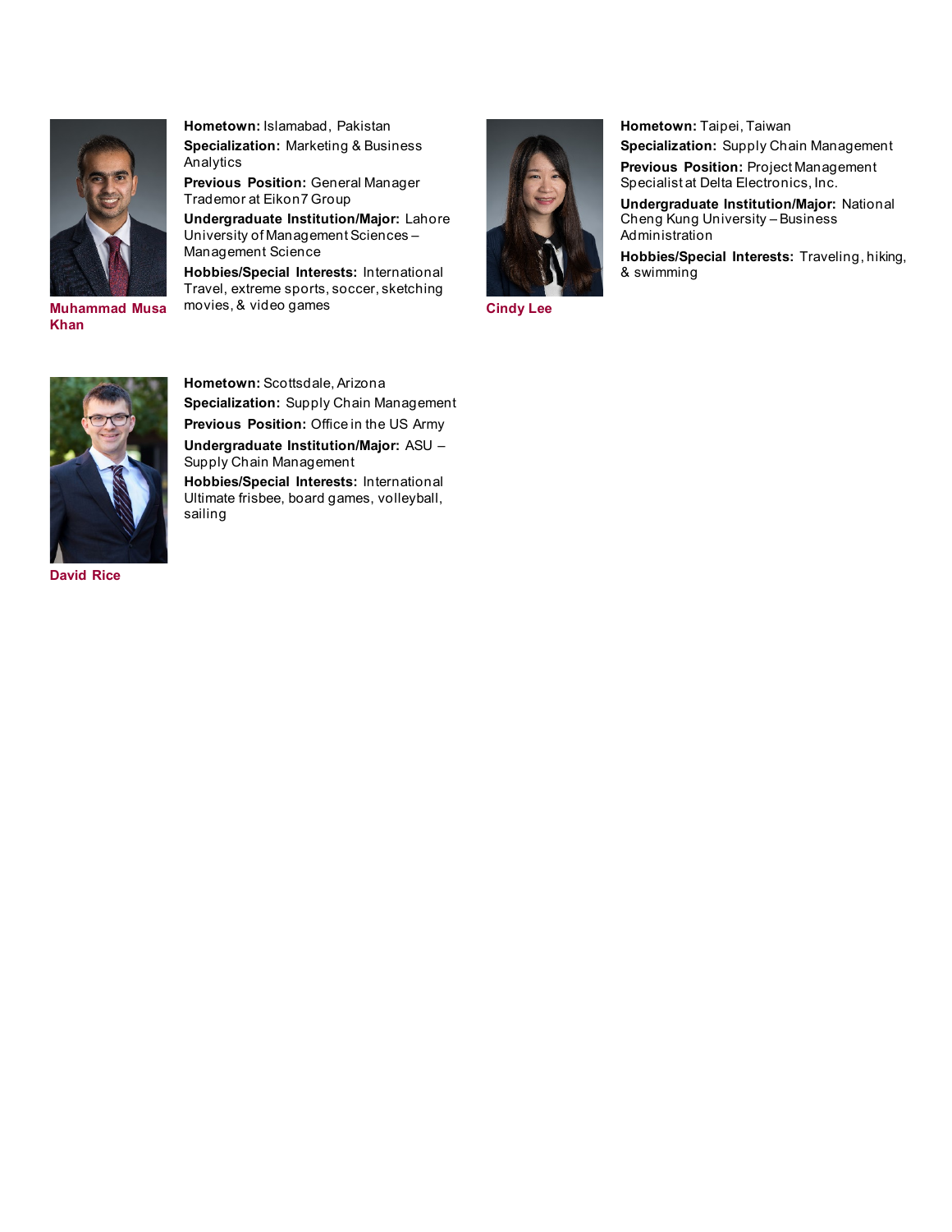**Muhammad Musa Khan**

**Hometown:** Islamabad, Pakistan

**Specialization:** Marketing & Business Analytics

**Previous Position:** General Manager Trademor at Eikon7 Group

**Undergraduate Institution/Major:** Lahore University of Management Sciences – Management Science

**Hobbies/Special Interests:** International Travel, extreme sports, soccer, sketching movies, & video games

**Cindy Lee**

**Hometown:** Taipei, Taiwan

**Specialization:** Supply Chain Management

**Previous Position:** Project Management Specialist at Delta Electronics, Inc.

**Undergraduate Institution/Major:** National Cheng Kung University – Business Administration

**Hobbies/Special Interests:** Traveling, hiking, & swimming

**David Rice**

**Hometown:** Scottsdale, Arizona

**Specialization:** Supply Chain Management

**Previous Position:** Office in the US Army

**Undergraduate Institution/Major:** ASU – Supply Chain Management

**Hobbies/Special Interests:** International Ultimate frisbee, board games, volleyball, sailing